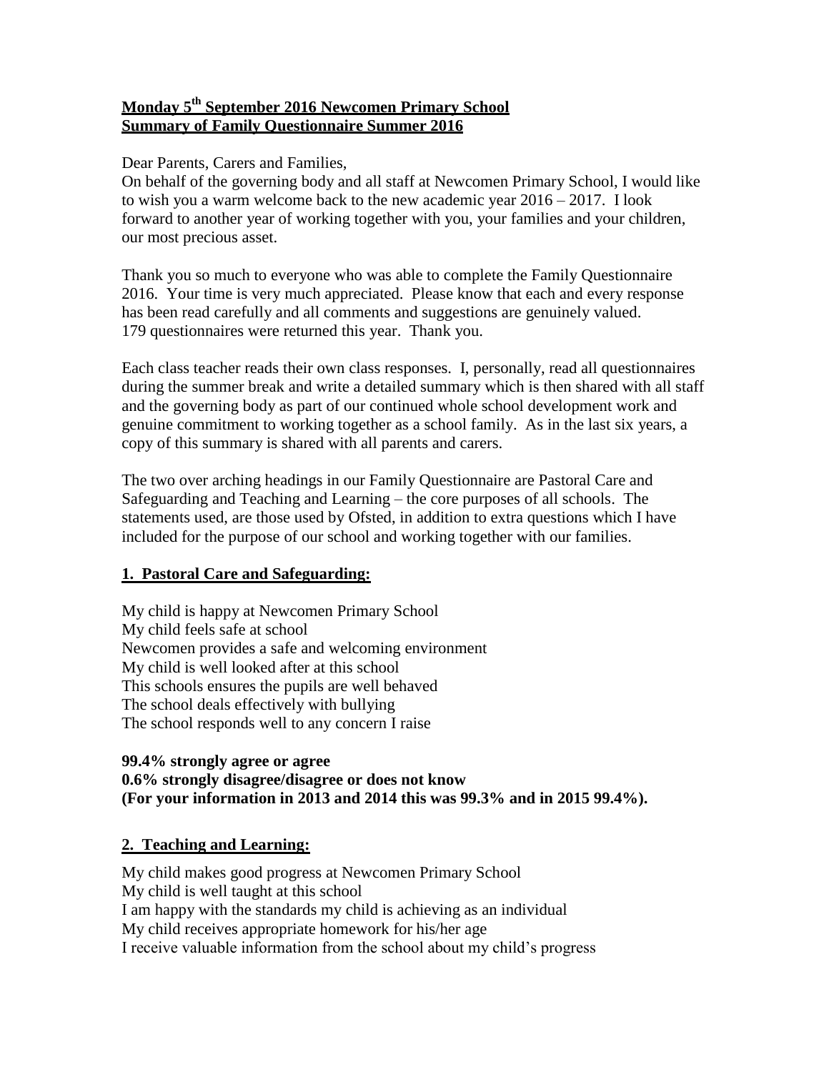**Monday 5th September 2016 Newcomen Primary School**
**Summary of Family Questionnaire Summer 2016**

Dear Parents, Carers and Families,
On behalf of the governing body and all staff at Newcomen Primary School, I would like to wish you a warm welcome back to the new academic year 2016 – 2017. I look forward to another year of working together with you, your families and your children, our most precious asset.

Thank you so much to everyone who was able to complete the Family Questionnaire 2016. Your time is very much appreciated. Please know that each and every response has been read carefully and all comments and suggestions are genuinely valued. 179 questionnaires were returned this year. Thank you.

Each class teacher reads their own class responses. I, personally, read all questionnaires during the summer break and write a detailed summary which is then shared with all staff and the governing body as part of our continued whole school development work and genuine commitment to working together as a school family. As in the last six years, a copy of this summary is shared with all parents and carers.

The two over arching headings in our Family Questionnaire are Pastoral Care and Safeguarding and Teaching and Learning – the core purposes of all schools. The statements used, are those used by Ofsted, in addition to extra questions which I have included for the purpose of our school and working together with our families.

## 1. Pastoral Care and Safeguarding:

My child is happy at Newcomen Primary School
My child feels safe at school
Newcomen provides a safe and welcoming environment
My child is well looked after at this school
This schools ensures the pupils are well behaved
The school deals effectively with bullying
The school responds well to any concern I raise

**99.4% strongly agree or agree**
**0.6% strongly disagree/disagree or does not know**
**(For your information in 2013 and 2014 this was 99.3% and in 2015 99.4%).**

## 2. Teaching and Learning:

My child makes good progress at Newcomen Primary School
My child is well taught at this school
I am happy with the standards my child is achieving as an individual
My child receives appropriate homework for his/her age
I receive valuable information from the school about my child's progress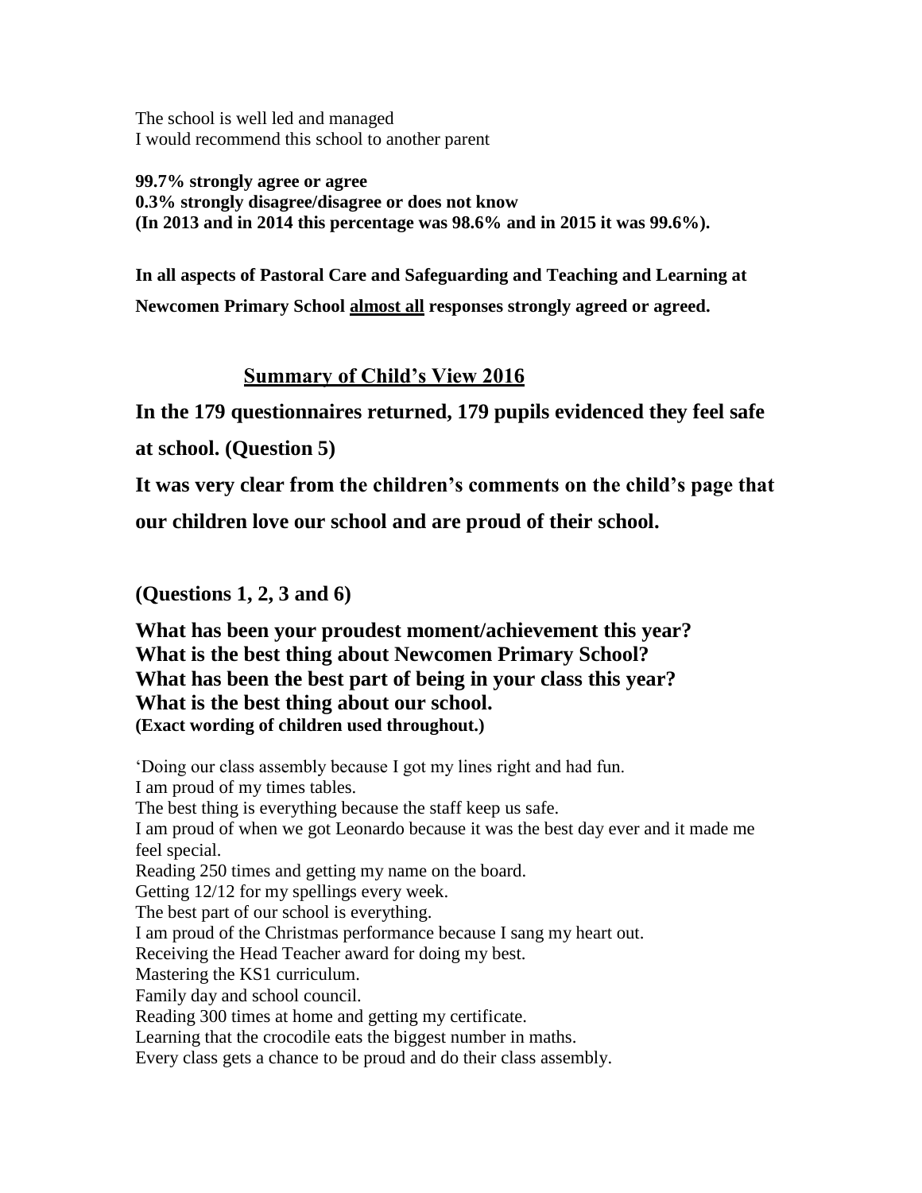The school is well led and managed
I would recommend this school to another parent

**99.7% strongly agree or agree**
**0.3% strongly disagree/disagree or does not know**
**(In 2013 and in 2014 this percentage was 98.6% and in 2015 it was 99.6%).**

**In all aspects of Pastoral Care and Safeguarding and Teaching and Learning at Newcomen Primary School <u>almost all</u> responses strongly agreed or agreed.**

## <u>Summary of Child's View 2016</u>

**In the 179 questionnaires returned, 179 pupils evidenced they feel safe at school. (Question 5)**

**It was very clear from the children's comments on the child's page that our children love our school and are proud of their school.**

**(Questions 1, 2, 3 and 6)**

**What has been your proudest moment/achievement this year?**
**What is the best thing about Newcomen Primary School?**
**What has been the best part of being in your class this year?**
**What is the best thing about our school.**
**(Exact wording of children used throughout.)**

'Doing our class assembly because I got my lines right and had fun.
I am proud of my times tables.
The best thing is everything because the staff keep us safe.
I am proud of when we got Leonardo because it was the best day ever and it made me feel special.
Reading 250 times and getting my name on the board.
Getting 12/12 for my spellings every week.
The best part of our school is everything.
I am proud of the Christmas performance because I sang my heart out.
Receiving the Head Teacher award for doing my best.
Mastering the KS1 curriculum.
Family day and school council.
Reading 300 times at home and getting my certificate.
Learning that the crocodile eats the biggest number in maths.
Every class gets a chance to be proud and do their class assembly.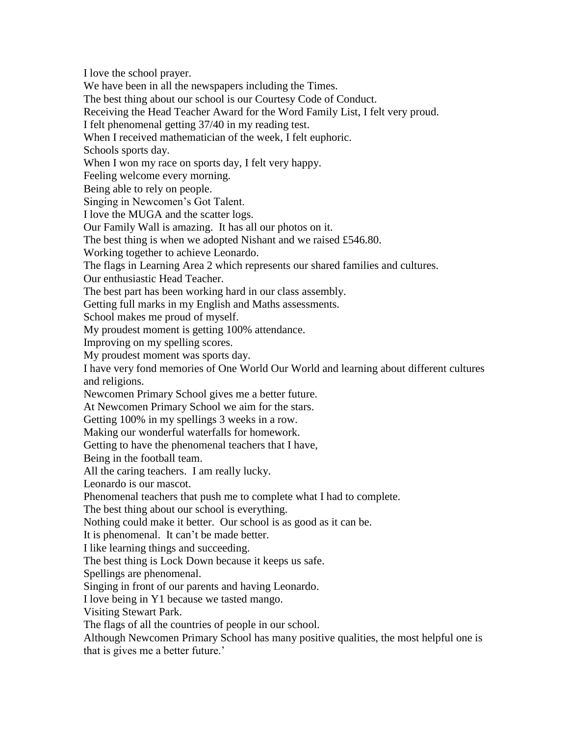I love the school prayer.

We have been in all the newspapers including the Times.

The best thing about our school is our Courtesy Code of Conduct.

Receiving the Head Teacher Award for the Word Family List, I felt very proud.

I felt phenomenal getting 37/40 in my reading test.

When I received mathematician of the week, I felt euphoric.

Schools sports day.

When I won my race on sports day, I felt very happy.

Feeling welcome every morning.

Being able to rely on people.

Singing in Newcomen's Got Talent.

I love the MUGA and the scatter logs.

Our Family Wall is amazing. It has all our photos on it.

The best thing is when we adopted Nishant and we raised £546.80.

Working together to achieve Leonardo.

The flags in Learning Area 2 which represents our shared families and cultures.

Our enthusiastic Head Teacher.

The best part has been working hard in our class assembly.

Getting full marks in my English and Maths assessments.

School makes me proud of myself.

My proudest moment is getting 100% attendance.

Improving on my spelling scores.

My proudest moment was sports day.

I have very fond memories of One World Our World and learning about different cultures and religions.

Newcomen Primary School gives me a better future.

At Newcomen Primary School we aim for the stars.

Getting 100% in my spellings 3 weeks in a row.

Making our wonderful waterfalls for homework.

Getting to have the phenomenal teachers that I have,

Being in the football team.

All the caring teachers. I am really lucky.

Leonardo is our mascot.

Phenomenal teachers that push me to complete what I had to complete.

The best thing about our school is everything.

Nothing could make it better. Our school is as good as it can be.

It is phenomenal. It can't be made better.

I like learning things and succeeding.

The best thing is Lock Down because it keeps us safe.

Spellings are phenomenal.

Singing in front of our parents and having Leonardo.

I love being in Y1 because we tasted mango.

Visiting Stewart Park.

The flags of all the countries of people in our school.

Although Newcomen Primary School has many positive qualities, the most helpful one is that is gives me a better future.'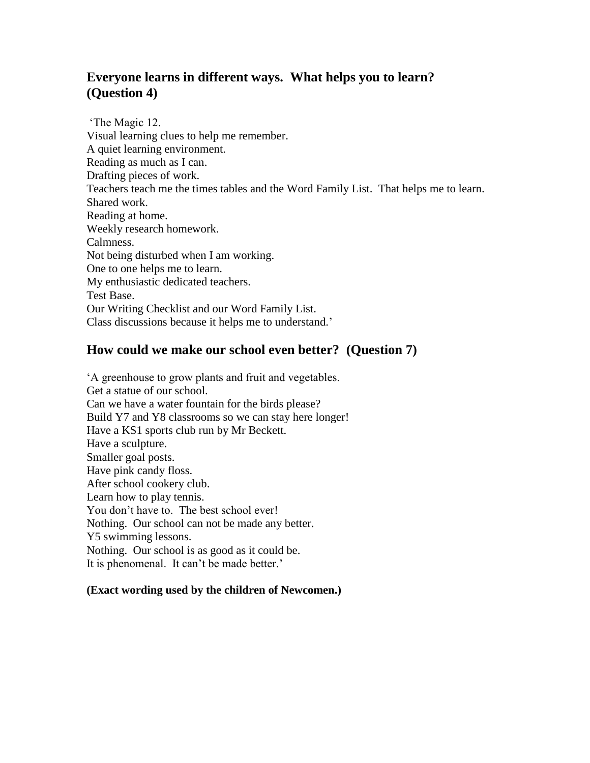## Everyone learns in different ways. What helps you to learn? (Question 4)

'The Magic 12.
Visual learning clues to help me remember.
A quiet learning environment.
Reading as much as I can.
Drafting pieces of work.
Teachers teach me the times tables and the Word Family List. That helps me to learn.
Shared work.
Reading at home.
Weekly research homework.
Calmness.
Not being disturbed when I am working.
One to one helps me to learn.
My enthusiastic dedicated teachers.
Test Base.
Our Writing Checklist and our Word Family List.
Class discussions because it helps me to understand.'

## How could we make our school even better? (Question 7)

'A greenhouse to grow plants and fruit and vegetables.
Get a statue of our school.
Can we have a water fountain for the birds please?
Build Y7 and Y8 classrooms so we can stay here longer!
Have a KS1 sports club run by Mr Beckett.
Have a sculpture.
Smaller goal posts.
Have pink candy floss.
After school cookery club.
Learn how to play tennis.
You don't have to. The best school ever!
Nothing. Our school can not be made any better.
Y5 swimming lessons.
Nothing. Our school is as good as it could be.
It is phenomenal. It can't be made better.'

**(Exact wording used by the children of Newcomen.)**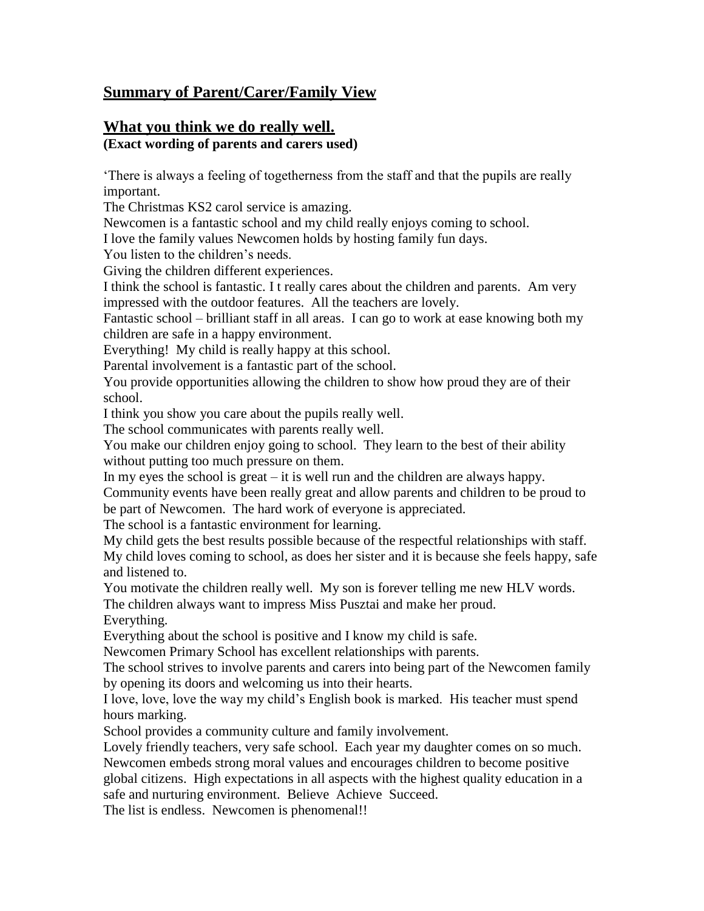## Summary of Parent/Carer/Family View

## What you think we do really well.

**(Exact wording of parents and carers used)**

'There is always a feeling of togetherness from the staff and that the pupils are really important.
The Christmas KS2 carol service is amazing.
Newcomen is a fantastic school and my child really enjoys coming to school.
I love the family values Newcomen holds by hosting family fun days.
You listen to the children's needs.
Giving the children different experiences.
I think the school is fantastic. I t really cares about the children and parents. Am very impressed with the outdoor features. All the teachers are lovely.
Fantastic school – brilliant staff in all areas. I can go to work at ease knowing both my children are safe in a happy environment.
Everything! My child is really happy at this school.
Parental involvement is a fantastic part of the school.
You provide opportunities allowing the children to show how proud they are of their school.
I think you show you care about the pupils really well.
The school communicates with parents really well.
You make our children enjoy going to school. They learn to the best of their ability without putting too much pressure on them.
In my eyes the school is great – it is well run and the children are always happy.
Community events have been really great and allow parents and children to be proud to be part of Newcomen. The hard work of everyone is appreciated.
The school is a fantastic environment for learning.
My child gets the best results possible because of the respectful relationships with staff.
My child loves coming to school, as does her sister and it is because she feels happy, safe and listened to.
You motivate the children really well. My son is forever telling me new HLV words.
The children always want to impress Miss Pusztai and make her proud.
Everything.
Everything about the school is positive and I know my child is safe.
Newcomen Primary School has excellent relationships with parents.
The school strives to involve parents and carers into being part of the Newcomen family by opening its doors and welcoming us into their hearts.
I love, love, love the way my child's English book is marked. His teacher must spend hours marking.
School provides a community culture and family involvement.
Lovely friendly teachers, very safe school. Each year my daughter comes on so much.
Newcomen embeds strong moral values and encourages children to become positive global citizens. High expectations in all aspects with the highest quality education in a safe and nurturing environment. Believe Achieve Succeed.
The list is endless. Newcomen is phenomenal!!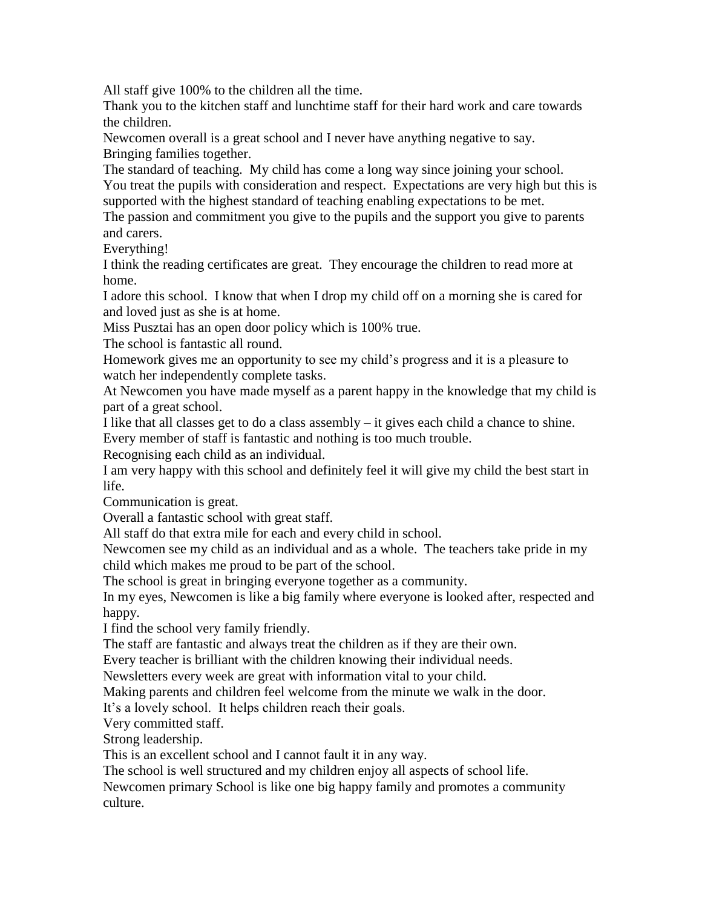All staff give 100% to the children all the time.

Thank you to the kitchen staff and lunchtime staff for their hard work and care towards the children.

Newcomen overall is a great school and I never have anything negative to say.

Bringing families together.

The standard of teaching. My child has come a long way since joining your school.

You treat the pupils with consideration and respect. Expectations are very high but this is supported with the highest standard of teaching enabling expectations to be met.

The passion and commitment you give to the pupils and the support you give to parents and carers.

Everything!

I think the reading certificates are great. They encourage the children to read more at home.

I adore this school. I know that when I drop my child off on a morning she is cared for and loved just as she is at home.

Miss Pusztai has an open door policy which is 100% true.

The school is fantastic all round.

Homework gives me an opportunity to see my child's progress and it is a pleasure to watch her independently complete tasks.

At Newcomen you have made myself as a parent happy in the knowledge that my child is part of a great school.

I like that all classes get to do a class assembly – it gives each child a chance to shine.

Every member of staff is fantastic and nothing is too much trouble.

Recognising each child as an individual.

I am very happy with this school and definitely feel it will give my child the best start in life.

Communication is great.

Overall a fantastic school with great staff.

All staff do that extra mile for each and every child in school.

Newcomen see my child as an individual and as a whole. The teachers take pride in my child which makes me proud to be part of the school.

The school is great in bringing everyone together as a community.

In my eyes, Newcomen is like a big family where everyone is looked after, respected and happy.

I find the school very family friendly.

The staff are fantastic and always treat the children as if they are their own.

Every teacher is brilliant with the children knowing their individual needs.

Newsletters every week are great with information vital to your child.

Making parents and children feel welcome from the minute we walk in the door.

It's a lovely school. It helps children reach their goals.

Very committed staff.

Strong leadership.

This is an excellent school and I cannot fault it in any way.

The school is well structured and my children enjoy all aspects of school life.

Newcomen primary School is like one big happy family and promotes a community culture.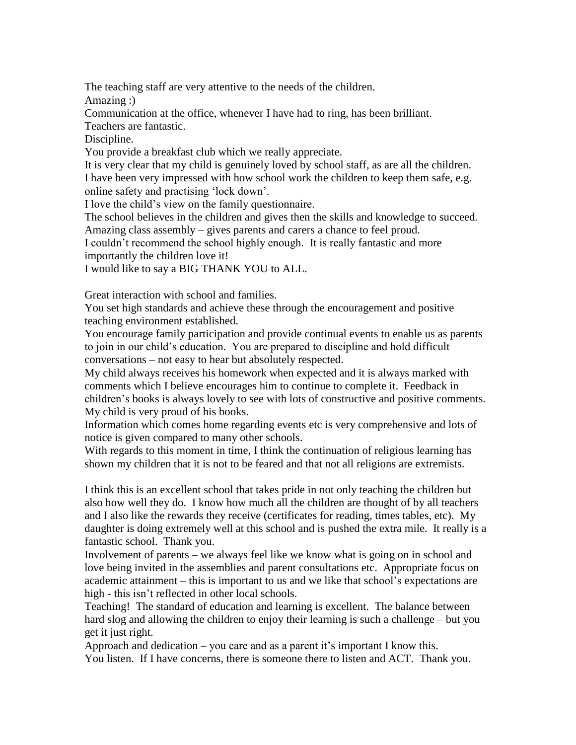The teaching staff are very attentive to the needs of the children.
Amazing :)
Communication at the office, whenever I have had to ring, has been brilliant.
Teachers are fantastic.
Discipline.
You provide a breakfast club which we really appreciate.
It is very clear that my child is genuinely loved by school staff, as are all the children.
I have been very impressed with how school work the children to keep them safe, e.g. online safety and practising 'lock down'.
I love the child's view on the family questionnaire.
The school believes in the children and gives then the skills and knowledge to succeed.
Amazing class assembly – gives parents and carers a chance to feel proud.
I couldn't recommend the school highly enough. It is really fantastic and more importantly the children love it!
I would like to say a BIG THANK YOU to ALL.

Great interaction with school and families.
You set high standards and achieve these through the encouragement and positive teaching environment established.
You encourage family participation and provide continual events to enable us as parents to join in our child's education. You are prepared to discipline and hold difficult conversations – not easy to hear but absolutely respected.
My child always receives his homework when expected and it is always marked with comments which I believe encourages him to continue to complete it. Feedback in children's books is always lovely to see with lots of constructive and positive comments. My child is very proud of his books.
Information which comes home regarding events etc is very comprehensive and lots of notice is given compared to many other schools.
With regards to this moment in time, I think the continuation of religious learning has shown my children that it is not to be feared and that not all religions are extremists.

I think this is an excellent school that takes pride in not only teaching the children but also how well they do. I know how much all the children are thought of by all teachers and I also like the rewards they receive (certificates for reading, times tables, etc). My daughter is doing extremely well at this school and is pushed the extra mile. It really is a fantastic school. Thank you.
Involvement of parents – we always feel like we know what is going on in school and love being invited in the assemblies and parent consultations etc. Appropriate focus on academic attainment – this is important to us and we like that school's expectations are high - this isn't reflected in other local schools.
Teaching! The standard of education and learning is excellent. The balance between hard slog and allowing the children to enjoy their learning is such a challenge – but you get it just right.
Approach and dedication – you care and as a parent it's important I know this.
You listen. If I have concerns, there is someone there to listen and ACT. Thank you.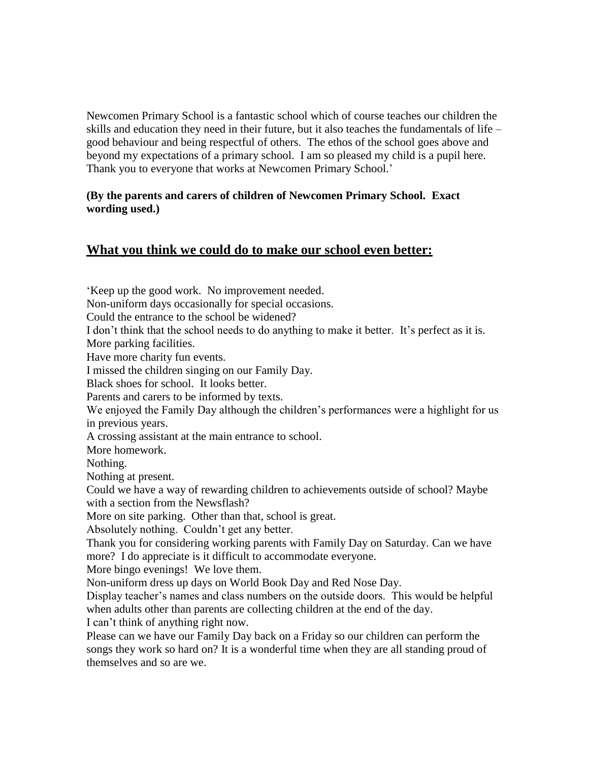Newcomen Primary School is a fantastic school which of course teaches our children the skills and education they need in their future, but it also teaches the fundamentals of life – good behaviour and being respectful of others. The ethos of the school goes above and beyond my expectations of a primary school. I am so pleased my child is a pupil here. Thank you to everyone that works at Newcomen Primary School.'

**(By the parents and carers of children of Newcomen Primary School. Exact wording used.)**

## <u>What you think we could do to make our school even better:</u>

'Keep up the good work. No improvement needed.
Non-uniform days occasionally for special occasions.
Could the entrance to the school be widened?
I don't think that the school needs to do anything to make it better. It's perfect as it is.
More parking facilities.
Have more charity fun events.
I missed the children singing on our Family Day.
Black shoes for school. It looks better.
Parents and carers to be informed by texts.
We enjoyed the Family Day although the children's performances were a highlight for us in previous years.
A crossing assistant at the main entrance to school.
More homework.
Nothing.
Nothing at present.
Could we have a way of rewarding children to achievements outside of school? Maybe with a section from the Newsflash?
More on site parking. Other than that, school is great.
Absolutely nothing. Couldn't get any better.
Thank you for considering working parents with Family Day on Saturday. Can we have more? I do appreciate is it difficult to accommodate everyone.
More bingo evenings! We love them.
Non-uniform dress up days on World Book Day and Red Nose Day.
Display teacher's names and class numbers on the outside doors. This would be helpful when adults other than parents are collecting children at the end of the day.
I can't think of anything right now.
Please can we have our Family Day back on a Friday so our children can perform the songs they work so hard on? It is a wonderful time when they are all standing proud of themselves and so are we.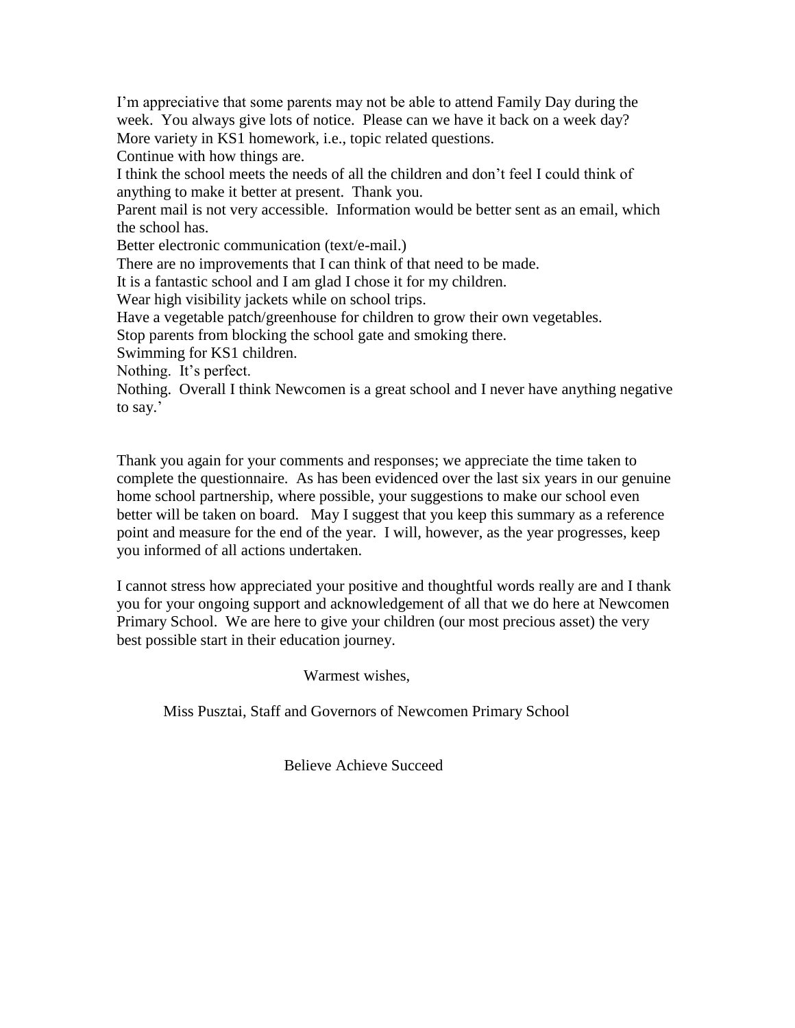I'm appreciative that some parents may not be able to attend Family Day during the week. You always give lots of notice. Please can we have it back on a week day?
More variety in KS1 homework, i.e., topic related questions.
Continue with how things are.
I think the school meets the needs of all the children and don't feel I could think of anything to make it better at present. Thank you.
Parent mail is not very accessible. Information would be better sent as an email, which the school has.
Better electronic communication (text/e-mail.)
There are no improvements that I can think of that need to be made.
It is a fantastic school and I am glad I chose it for my children.
Wear high visibility jackets while on school trips.
Have a vegetable patch/greenhouse for children to grow their own vegetables.
Stop parents from blocking the school gate and smoking there.
Swimming for KS1 children.
Nothing. It's perfect.
Nothing. Overall I think Newcomen is a great school and I never have anything negative to say.'

Thank you again for your comments and responses; we appreciate the time taken to complete the questionnaire. As has been evidenced over the last six years in our genuine home school partnership, where possible, your suggestions to make our school even better will be taken on board. May I suggest that you keep this summary as a reference point and measure for the end of the year. I will, however, as the year progresses, keep you informed of all actions undertaken.

I cannot stress how appreciated your positive and thoughtful words really are and I thank you for your ongoing support and acknowledgement of all that we do here at Newcomen Primary School. We are here to give your children (our most precious asset) the very best possible start in their education journey.

Warmest wishes,

Miss Pusztai, Staff and Governors of Newcomen Primary School

Believe Achieve Succeed